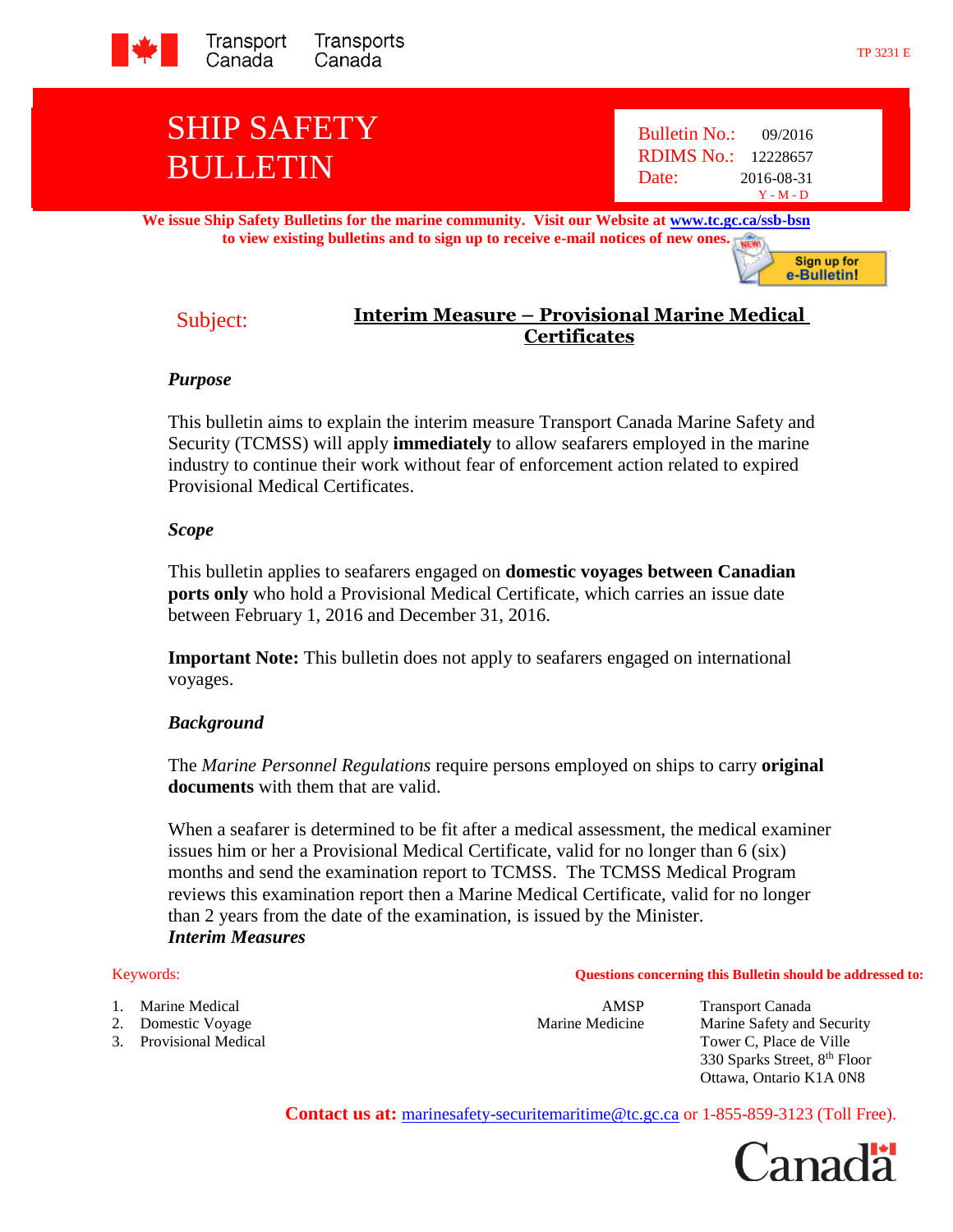Transport Canada Transports Canada

TP 3231 E

# SHIP SAFETY BULLETIN

Bulletin No.: 09/2016
RDIMS No.: 12228657
Date: 2016-08-31
Y - M - D

**We issue Ship Safety Bulletins for the marine community. Visit our Website at [www.tc.gc.ca/ssb-bsn](www.tc.gc.ca/ssb-bsn) to view existing bulletins and to sign up to receive e-mail notices of new ones.**

Sign up for e-Bulletin!

## Subject: Interim Measure – Provisional Marine Medical Certificates

### *Purpose*

This bulletin aims to explain the interim measure Transport Canada Marine Safety and Security (TCMSS) will apply **immediately** to allow seafarers employed in the marine industry to continue their work without fear of enforcement action related to expired Provisional Medical Certificates.

### *Scope*

This bulletin applies to seafarers engaged on **domestic voyages between Canadian ports only** who hold a Provisional Medical Certificate, which carries an issue date between February 1, 2016 and December 31, 2016.

**Important Note:** This bulletin does not apply to seafarers engaged on international voyages.

### *Background*

The *Marine Personnel Regulations* require persons employed on ships to carry **original documents** with them that are valid.

When a seafarer is determined to be fit after a medical assessment, the medical examiner issues him or her a Provisional Medical Certificate, valid for no longer than 6 (six) months and send the examination report to TCMSS. The TCMSS Medical Program reviews this examination report then a Marine Medical Certificate, valid for no longer than 2 years from the date of the examination, is issued by the Minister.

### *Interim Measures*

Keywords:

1. Marine Medical
2. Domestic Voyage
3. Provisional Medical

**Questions concerning this Bulletin should be addressed to:**

AMSP
Marine Medicine

Transport Canada
Marine Safety and Security
Tower C, Place de Ville
330 Sparks Street, 8th Floor
Ottawa, Ontario K1A 0N8

**Contact us at:** marinesafety-securitemaritime@tc.gc.ca or 1-855-859-3123 (Toll Free).

Canada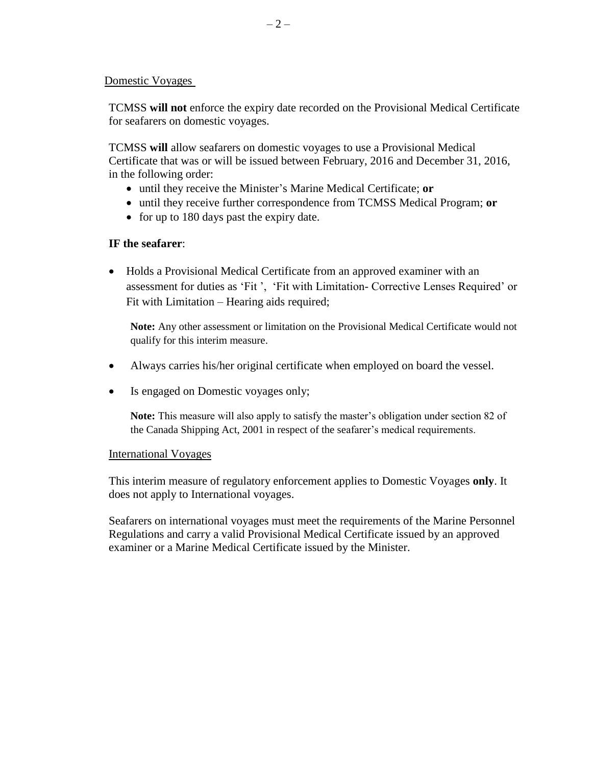Domestic Voyages

TCMSS **will not** enforce the expiry date recorded on the Provisional Medical Certificate for seafarers on domestic voyages.

TCMSS **will** allow seafarers on domestic voyages to use a Provisional Medical Certificate that was or will be issued between February, 2016 and December 31, 2016, in the following order:

- until they receive the Minister's Marine Medical Certificate; **or**
- until they receive further correspondence from TCMSS Medical Program; **or**
- for up to 180 days past the expiry date.

**IF the seafarer**:

- Holds a Provisional Medical Certificate from an approved examiner with an assessment for duties as 'Fit ', 'Fit with Limitation- Corrective Lenses Required' or Fit with Limitation – Hearing aids required;

  **Note:** Any other assessment or limitation on the Provisional Medical Certificate would not qualify for this interim measure.

- Always carries his/her original certificate when employed on board the vessel.
- Is engaged on Domestic voyages only;

  **Note:** This measure will also apply to satisfy the master's obligation under section 82 of the Canada Shipping Act, 2001 in respect of the seafarer's medical requirements.

International Voyages

This interim measure of regulatory enforcement applies to Domestic Voyages **only**. It does not apply to International voyages.

Seafarers on international voyages must meet the requirements of the Marine Personnel Regulations and carry a valid Provisional Medical Certificate issued by an approved examiner or a Marine Medical Certificate issued by the Minister.